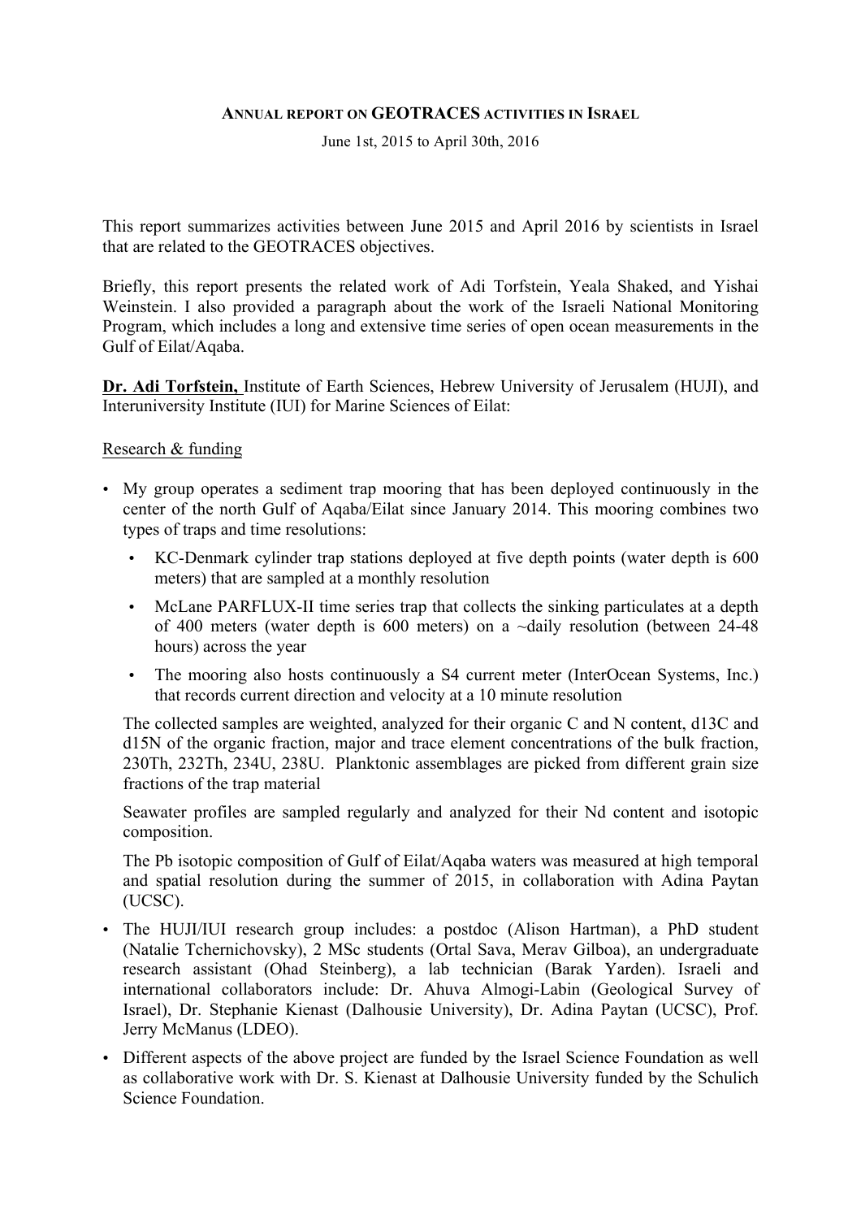# Annual report on GEOTRACES activities in Israel

June 1st, 2015 to April 30th, 2016

This report summarizes activities between June 2015 and April 2016 by scientists in Israel that are related to the GEOTRACES objectives.

Briefly, this report presents the related work of Adi Torfstein, Yeala Shaked, and Yishai Weinstein. I also provided a paragraph about the work of the Israeli National Monitoring Program, which includes a long and extensive time series of open ocean measurements in the Gulf of Eilat/Aqaba.

**Dr. Adi Torfstein,** Institute of Earth Sciences, Hebrew University of Jerusalem (HUJI), and Interuniversity Institute (IUI) for Marine Sciences of Eilat:

## Research & funding

- My group operates a sediment trap mooring that has been deployed continuously in the center of the north Gulf of Aqaba/Eilat since January 2014. This mooring combines two types of traps and time resolutions:
  - KC-Denmark cylinder trap stations deployed at five depth points (water depth is 600 meters) that are sampled at a monthly resolution
  - McLane PARFLUX-II time series trap that collects the sinking particulates at a depth of 400 meters (water depth is 600 meters) on a ~daily resolution (between 24-48 hours) across the year
  - The mooring also hosts continuously a S4 current meter (InterOcean Systems, Inc.) that records current direction and velocity at a 10 minute resolution

  The collected samples are weighted, analyzed for their organic C and N content, d13C and d15N of the organic fraction, major and trace element concentrations of the bulk fraction, 230Th, 232Th, 234U, 238U. Planktonic assemblages are picked from different grain size fractions of the trap material

  Seawater profiles are sampled regularly and analyzed for their Nd content and isotopic composition.

  The Pb isotopic composition of Gulf of Eilat/Aqaba waters was measured at high temporal and spatial resolution during the summer of 2015, in collaboration with Adina Paytan (UCSC).

- The HUJI/IUI research group includes: a postdoc (Alison Hartman), a PhD student (Natalie Tchernichovsky), 2 MSc students (Ortal Sava, Merav Gilboa), an undergraduate research assistant (Ohad Steinberg), a lab technician (Barak Yarden). Israeli and international collaborators include: Dr. Ahuva Almogi-Labin (Geological Survey of Israel), Dr. Stephanie Kienast (Dalhousie University), Dr. Adina Paytan (UCSC), Prof. Jerry McManus (LDEO).
- Different aspects of the above project are funded by the Israel Science Foundation as well as collaborative work with Dr. S. Kienast at Dalhousie University funded by the Schulich Science Foundation.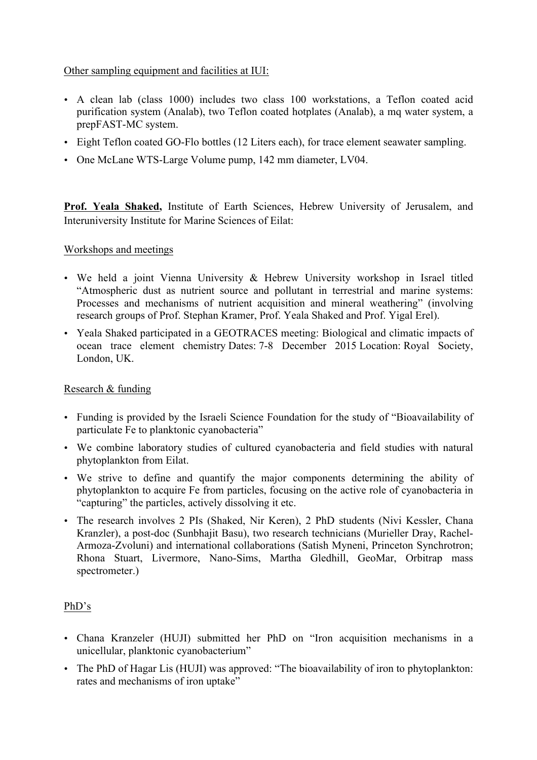Other sampling equipment and facilities at IUI:

- A clean lab (class 1000) includes two class 100 workstations, a Teflon coated acid purification system (Analab), two Teflon coated hotplates (Analab), a mq water system, a prepFAST-MC system.
- Eight Teflon coated GO-Flo bottles (12 Liters each), for trace element seawater sampling.
- One McLane WTS-Large Volume pump, 142 mm diameter, LV04.

**Prof. Yeala Shaked,** Institute of Earth Sciences, Hebrew University of Jerusalem, and Interuniversity Institute for Marine Sciences of Eilat:

Workshops and meetings

- We held a joint Vienna University & Hebrew University workshop in Israel titled "Atmospheric dust as nutrient source and pollutant in terrestrial and marine systems: Processes and mechanisms of nutrient acquisition and mineral weathering" (involving research groups of Prof. Stephan Kramer, Prof. Yeala Shaked and Prof. Yigal Erel).
- Yeala Shaked participated in a GEOTRACES meeting: Biological and climatic impacts of ocean trace element chemistry Dates: 7-8 December 2015 Location: Royal Society, London, UK.

Research & funding

- Funding is provided by the Israeli Science Foundation for the study of "Bioavailability of particulate Fe to planktonic cyanobacteria"
- We combine laboratory studies of cultured cyanobacteria and field studies with natural phytoplankton from Eilat.
- We strive to define and quantify the major components determining the ability of phytoplankton to acquire Fe from particles, focusing on the active role of cyanobacteria in "capturing" the particles, actively dissolving it etc.
- The research involves 2 PIs (Shaked, Nir Keren), 2 PhD students (Nivi Kessler, Chana Kranzler), a post-doc (Sunbhajit Basu), two research technicians (Murieller Dray, Rachel-Armoza-Zvoluni) and international collaborations (Satish Myneni, Princeton Synchrotron; Rhona Stuart, Livermore, Nano-Sims, Martha Gledhill, GeoMar, Orbitrap mass spectrometer.)

PhD's

- Chana Kranzeler (HUJI) submitted her PhD on "Iron acquisition mechanisms in a unicellular, planktonic cyanobacterium"
- The PhD of Hagar Lis (HUJI) was approved: "The bioavailability of iron to phytoplankton: rates and mechanisms of iron uptake"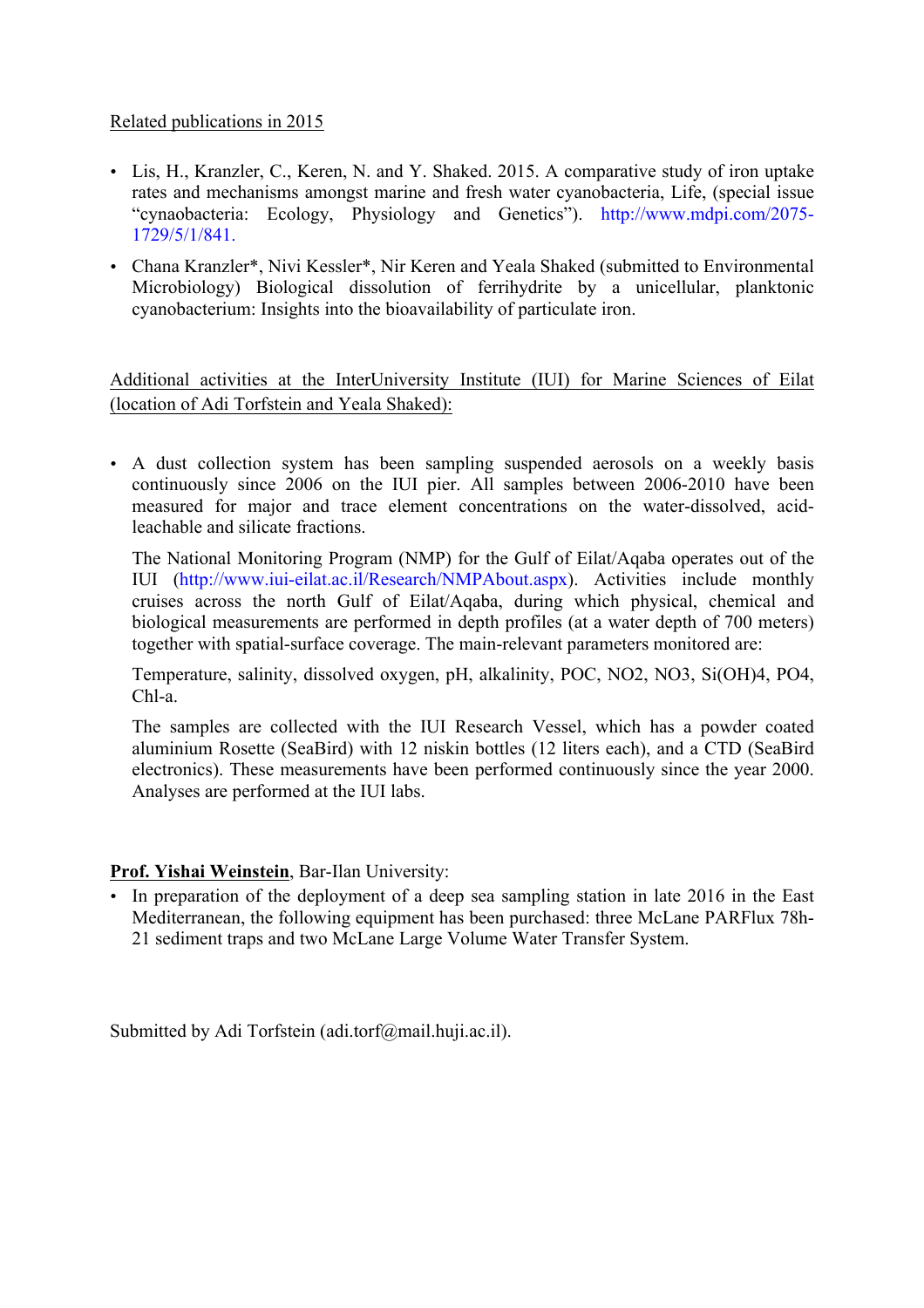<u>Related publications in 2015</u>

- Lis, H., Kranzler, C., Keren, N. and Y. Shaked. 2015. A comparative study of iron uptake rates and mechanisms amongst marine and fresh water cyanobacteria, Life, (special issue "cynaobacteria: Ecology, Physiology and Genetics"). http://www.mdpi.com/2075-1729/5/1/841.
- Chana Kranzler*, Nivi Kessler*, Nir Keren and Yeala Shaked (submitted to Environmental Microbiology) Biological dissolution of ferrihydrite by a unicellular, planktonic cyanobacterium: Insights into the bioavailability of particulate iron.

<u>Additional activities at the InterUniversity Institute (IUI) for Marine Sciences of Eilat (location of Adi Torfstein and Yeala Shaked):</u>

- A dust collection system has been sampling suspended aerosols on a weekly basis continuously since 2006 on the IUI pier. All samples between 2006-2010 have been measured for major and trace element concentrations on the water-dissolved, acid-leachable and silicate fractions.

  The National Monitoring Program (NMP) for the Gulf of Eilat/Aqaba operates out of the IUI (http://www.iui-eilat.ac.il/Research/NMPAbout.aspx). Activities include monthly cruises across the north Gulf of Eilat/Aqaba, during which physical, chemical and biological measurements are performed in depth profiles (at a water depth of 700 meters) together with spatial-surface coverage. The main-relevant parameters monitored are:

  Temperature, salinity, dissolved oxygen, pH, alkalinity, POC, NO2, NO3, Si(OH)4, PO4, Chl-a.

  The samples are collected with the IUI Research Vessel, which has a powder coated aluminium Rosette (SeaBird) with 12 niskin bottles (12 liters each), and a CTD (SeaBird electronics). These measurements have been performed continuously since the year 2000. Analyses are performed at the IUI labs.

**<u>Prof. Yishai Weinstein</u>**, Bar-Ilan University:

- In preparation of the deployment of a deep sea sampling station in late 2016 in the East Mediterranean, the following equipment has been purchased: three McLane PARFlux 78h-21 sediment traps and two McLane Large Volume Water Transfer System.

Submitted by Adi Torfstein (adi.torf@mail.huji.ac.il).